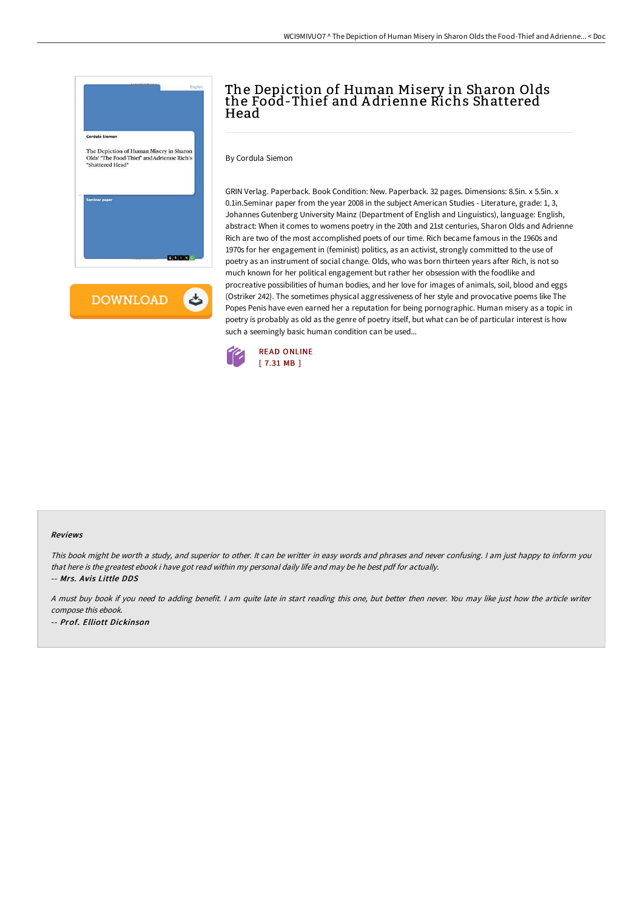# The Depiction of Human Misery in Sharon Olds the Food-Thief and Adrienne Richs Shattered Head

By Cordula Siemon

GRIN Verlag. Paperback. Book Condition: New. Paperback. 32 pages. Dimensions: 8.5in. x 5.5in. x 0.1in.Seminar paper from the year 2008 in the subject American Studies - Literature, grade: 1, 3, Johannes Gutenberg University Mainz (Department of English and Linguistics), language: English, abstract: When it comes to womens poetry in the 20th and 21st centuries, Sharon Olds and Adrienne Rich are two of the most accomplished poets of our time. Rich became famous in the 1960s and 1970s for her engagement in (feminist) politics, as an activist, strongly committed to the use of poetry as an instrument of social change. Olds, who was born thirteen years after Rich, is not so much known for her political engagement but rather her obsession with the foodlike and procreative possibilities of human bodies, and her love for images of animals, soil, blood and eggs (Ostriker 242). The sometimes physical aggressiveness of her style and provocative poems like The Popes Penis have even earned her a reputation for being pornographic. Human misery as a topic in poetry is probably as old as the genre of poetry itself, but what can be of particular interest is how such a seemingly basic human condition can be used...

READ ONLINE
[ 7.31 MB ]

#### Reviews

*This book might be worth a study, and superior to other. It can be writter in easy words and phrases and never confusing. I am just happy to inform you that here is the greatest ebook i have got read within my personal daily life and may be he best pdf for actually.*

*-- Mrs. Avis Little DDS*

*A must buy book if you need to adding benefit. I am quite late in start reading this one, but better then never. You may like just how the article writer compose this ebook.*

*-- Prof. Elliott Dickinson*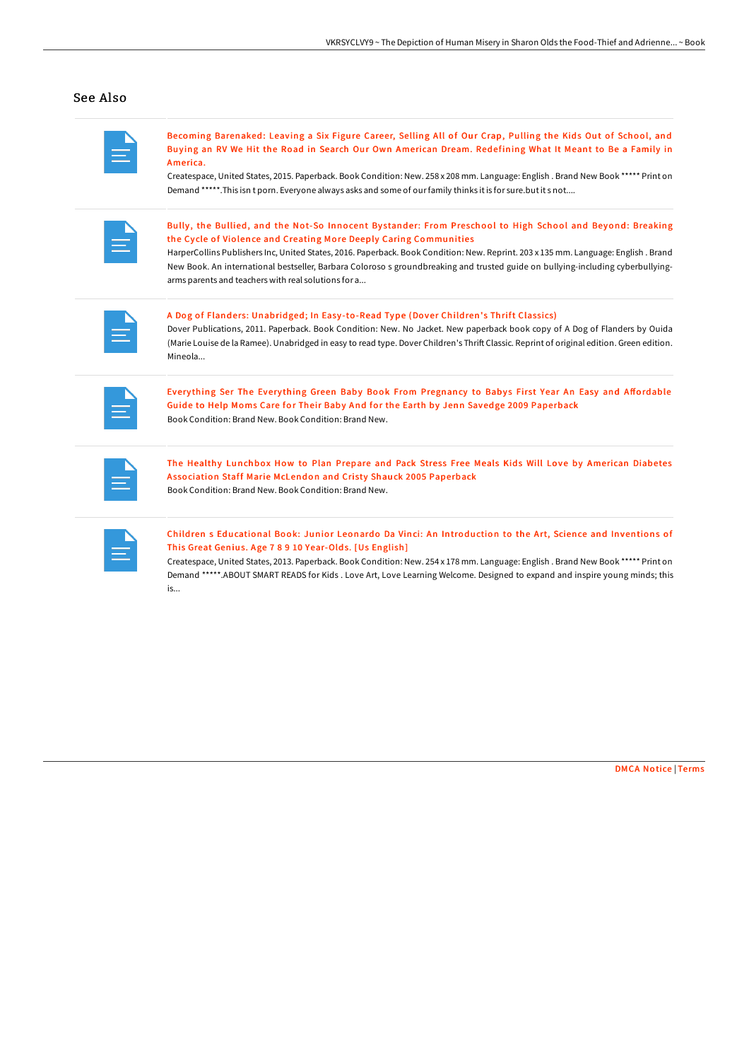## See Also

**Becoming Barenaked: Leaving a Six Figure Career, Selling All of Our Crap, Pulling the Kids Out of School, and Buying an RV We Hit the Road in Search Our Own American Dream. Redefining What It Meant to Be a Family in America.**

Createspace, United States, 2015. Paperback. Book Condition: New. 258 x 208 mm. Language: English . Brand New Book ***** Print on Demand *****.This isn t porn. Everyone always asks and some of our family thinks it is for sure.but it s not....

**Bully, the Bullied, and the Not-So Innocent Bystander: From Preschool to High School and Beyond: Breaking the Cycle of Violence and Creating More Deeply Caring Communities**

HarperCollins Publishers Inc, United States, 2016. Paperback. Book Condition: New. Reprint. 203 x 135 mm. Language: English . Brand New Book. An international bestseller, Barbara Coloroso s groundbreaking and trusted guide on bullying-including cyberbullying-arms parents and teachers with real solutions for a...

**A Dog of Flanders: Unabridged; In Easy-to-Read Type (Dover Children's Thrift Classics)**

Dover Publications, 2011. Paperback. Book Condition: New. No Jacket. New paperback book copy of A Dog of Flanders by Ouida (Marie Louise de la Ramee). Unabridged in easy to read type. Dover Children's Thrift Classic. Reprint of original edition. Green edition. Mineola...

**Everything Ser The Everything Green Baby Book From Pregnancy to Babys First Year An Easy and Affordable Guide to Help Moms Care for Their Baby And for the Earth by Jenn Savedge 2009 Paperback**

Book Condition: Brand New. Book Condition: Brand New.

**The Healthy Lunchbox How to Plan Prepare and Pack Stress Free Meals Kids Will Love by American Diabetes Association Staff Marie McLendon and Cristy Shauck 2005 Paperback**

Book Condition: Brand New. Book Condition: Brand New.

**Children s Educational Book: Junior Leonardo Da Vinci: An Introduction to the Art, Science and Inventions of This Great Genius. Age 7 8 9 10 Year-Olds. [Us English]**

Createspace, United States, 2013. Paperback. Book Condition: New. 254 x 178 mm. Language: English . Brand New Book ***** Print on Demand *****.ABOUT SMART READS for Kids . Love Art, Love Learning Welcome. Designed to expand and inspire young minds; this is...

DMCA Notice | Terms